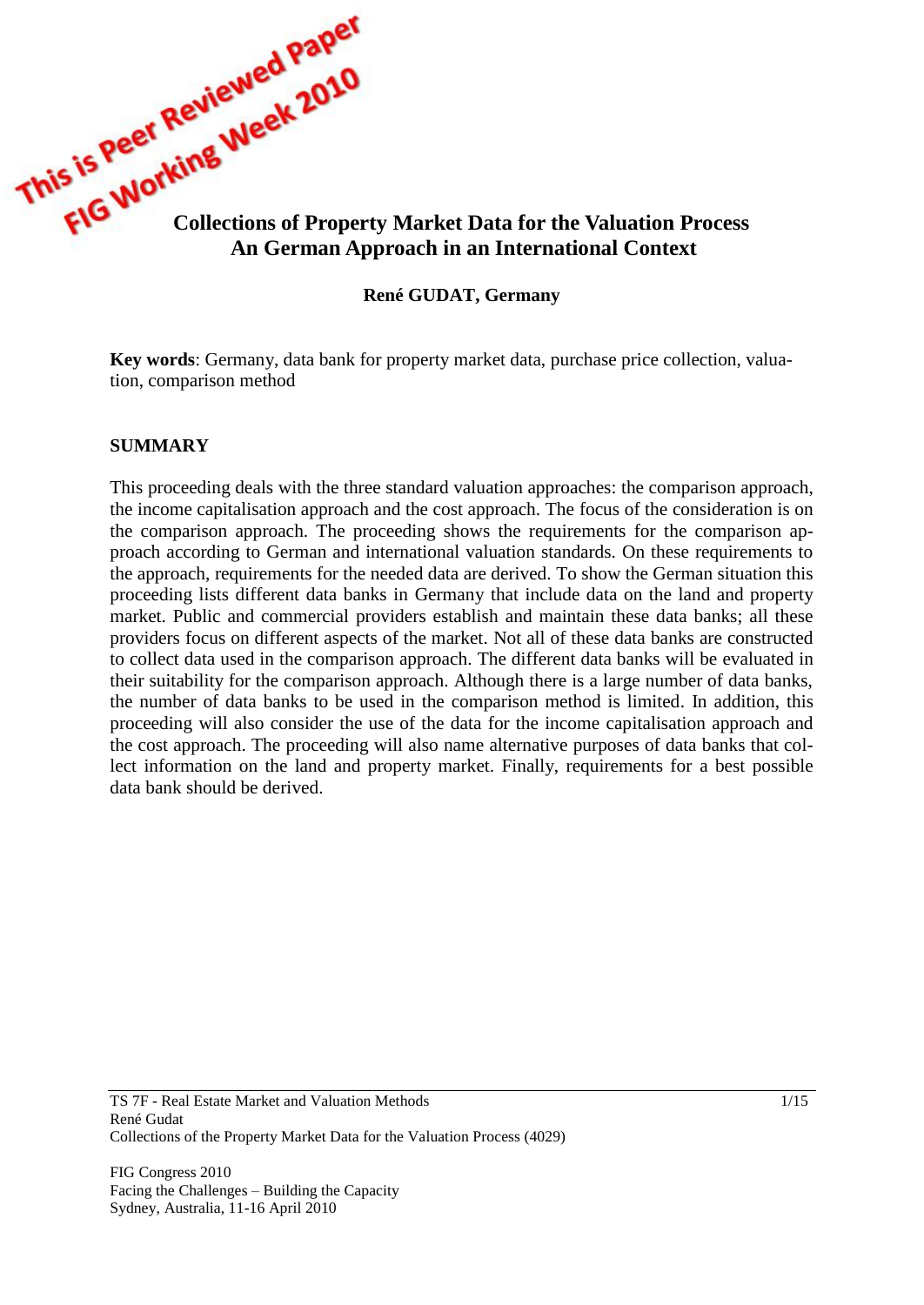# Collections of Property Market Data for the Valuation Process An German Approach in an International Context

**René GUDAT, Germany**

**Key words**: Germany, data bank for property market data, purchase price collection, valuation, comparison method

## SUMMARY

This proceeding deals with the three standard valuation approaches: the comparison approach, the income capitalisation approach and the cost approach. The focus of the consideration is on the comparison approach. The proceeding shows the requirements for the comparison approach according to German and international valuation standards. On these requirements to the approach, requirements for the needed data are derived. To show the German situation this proceeding lists different data banks in Germany that include data on the land and property market. Public and commercial providers establish and maintain these data banks; all these providers focus on different aspects of the market. Not all of these data banks are constructed to collect data used in the comparison approach. The different data banks will be evaluated in their suitability for the comparison approach. Although there is a large number of data banks, the number of data banks to be used in the comparison method is limited. In addition, this proceeding will also consider the use of the data for the income capitalisation approach and the cost approach. The proceeding will also name alternative purposes of data banks that collect information on the land and property market. Finally, requirements for a best possible data bank should be derived.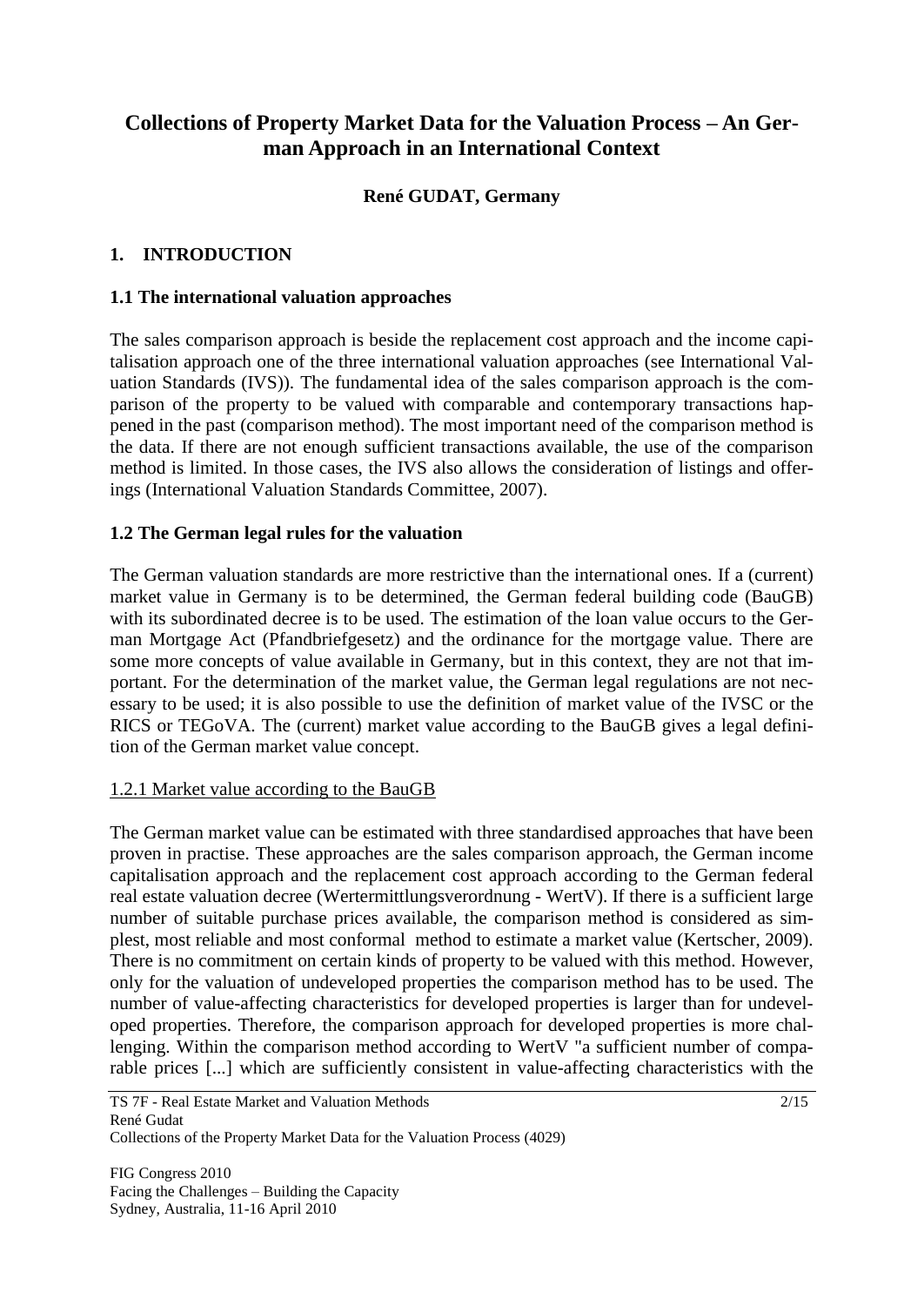# Collections of Property Market Data for the Valuation Process – An German Approach in an International Context

**René GUDAT, Germany**

## 1. INTRODUCTION

### 1.1 The international valuation approaches

The sales comparison approach is beside the replacement cost approach and the income capitalisation approach one of the three international valuation approaches (see International Valuation Standards (IVS)). The fundamental idea of the sales comparison approach is the comparison of the property to be valued with comparable and contemporary transactions happened in the past (comparison method). The most important need of the comparison method is the data. If there are not enough sufficient transactions available, the use of the comparison method is limited. In those cases, the IVS also allows the consideration of listings and offerings (International Valuation Standards Committee, 2007).

### 1.2 The German legal rules for the valuation

The German valuation standards are more restrictive than the international ones. If a (current) market value in Germany is to be determined, the German federal building code (BauGB) with its subordinated decree is to be used. The estimation of the loan value occurs to the German Mortgage Act (Pfandbriefgesetz) and the ordinance for the mortgage value. There are some more concepts of value available in Germany, but in this context, they are not that important. For the determination of the market value, the German legal regulations are not necessary to be used; it is also possible to use the definition of market value of the IVSC or the RICS or TEGoVA. The (current) market value according to the BauGB gives a legal definition of the German market value concept.

#### 1.2.1 Market value according to the BauGB

The German market value can be estimated with three standardised approaches that have been proven in practise. These approaches are the sales comparison approach, the German income capitalisation approach and the replacement cost approach according to the German federal real estate valuation decree (Wertermittlungsverordnung - WertV). If there is a sufficient large number of suitable purchase prices available, the comparison method is considered as simplest, most reliable and most conformal method to estimate a market value (Kertscher, 2009). There is no commitment on certain kinds of property to be valued with this method. However, only for the valuation of undeveloped properties the comparison method has to be used. The number of value-affecting characteristics for developed properties is larger than for undeveloped properties. Therefore, the comparison approach for developed properties is more challenging. Within the comparison method according to WertV "a sufficient number of comparable prices [...] which are sufficiently consistent in value-affecting characteristics with the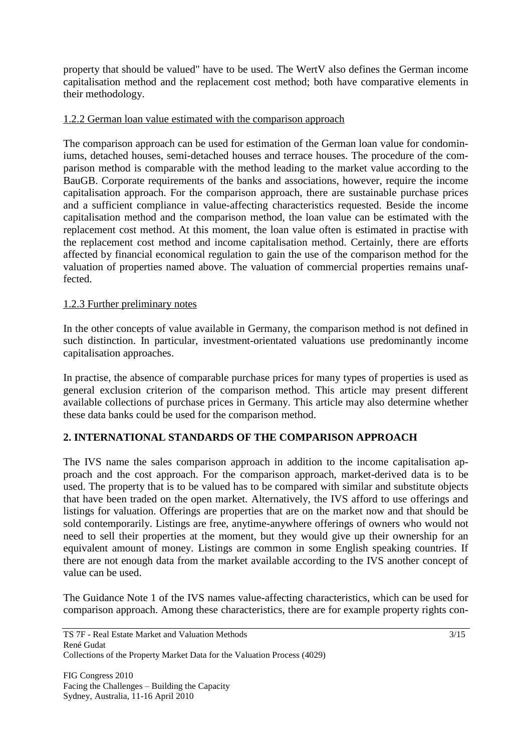property that should be valued" have to be used. The WertV also defines the German income capitalisation method and the replacement cost method; both have comparative elements in their methodology.

### 1.2.2 German loan value estimated with the comparison approach

The comparison approach can be used for estimation of the German loan value for condominiums, detached houses, semi-detached houses and terrace houses. The procedure of the comparison method is comparable with the method leading to the market value according to the BauGB. Corporate requirements of the banks and associations, however, require the income capitalisation approach. For the comparison approach, there are sustainable purchase prices and a sufficient compliance in value-affecting characteristics requested. Beside the income capitalisation method and the comparison method, the loan value can be estimated with the replacement cost method. At this moment, the loan value often is estimated in practise with the replacement cost method and income capitalisation method. Certainly, there are efforts affected by financial economical regulation to gain the use of the comparison method for the valuation of properties named above. The valuation of commercial properties remains unaffected.

### 1.2.3 Further preliminary notes

In the other concepts of value available in Germany, the comparison method is not defined in such distinction. In particular, investment-orientated valuations use predominantly income capitalisation approaches.

In practise, the absence of comparable purchase prices for many types of properties is used as general exclusion criterion of the comparison method. This article may present different available collections of purchase prices in Germany. This article may also determine whether these data banks could be used for the comparison method.

## 2. INTERNATIONAL STANDARDS OF THE COMPARISON APPROACH

The IVS name the sales comparison approach in addition to the income capitalisation approach and the cost approach. For the comparison approach, market-derived data is to be used. The property that is to be valued has to be compared with similar and substitute objects that have been traded on the open market. Alternatively, the IVS afford to use offerings and listings for valuation. Offerings are properties that are on the market now and that should be sold contemporarily. Listings are free, anytime-anywhere offerings of owners who would not need to sell their properties at the moment, but they would give up their ownership for an equivalent amount of money. Listings are common in some English speaking countries. If there are not enough data from the market available according to the IVS another concept of value can be used.

The Guidance Note 1 of the IVS names value-affecting characteristics, which can be used for comparison approach. Among these characteristics, there are for example property rights con-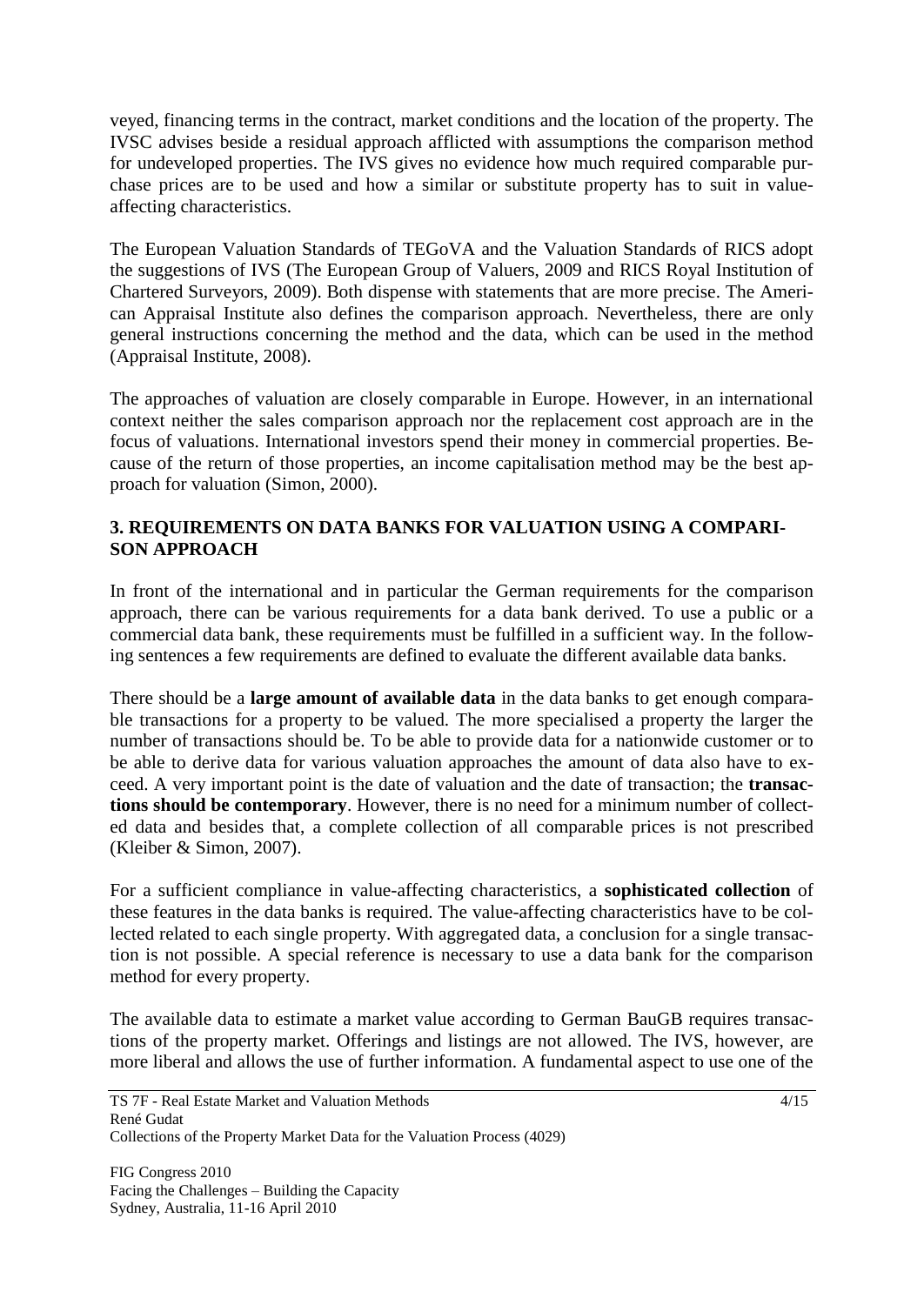veyed, financing terms in the contract, market conditions and the location of the property. The IVSC advises beside a residual approach afflicted with assumptions the comparison method for undeveloped properties. The IVS gives no evidence how much required comparable purchase prices are to be used and how a similar or substitute property has to suit in value-affecting characteristics.

The European Valuation Standards of TEGoVA and the Valuation Standards of RICS adopt the suggestions of IVS (The European Group of Valuers, 2009 and RICS Royal Institution of Chartered Surveyors, 2009). Both dispense with statements that are more precise. The American Appraisal Institute also defines the comparison approach. Nevertheless, there are only general instructions concerning the method and the data, which can be used in the method (Appraisal Institute, 2008).

The approaches of valuation are closely comparable in Europe. However, in an international context neither the sales comparison approach nor the replacement cost approach are in the focus of valuations. International investors spend their money in commercial properties. Because of the return of those properties, an income capitalisation method may be the best approach for valuation (Simon, 2000).

## 3. REQUIREMENTS ON DATA BANKS FOR VALUATION USING A COMPARISON APPROACH

In front of the international and in particular the German requirements for the comparison approach, there can be various requirements for a data bank derived. To use a public or a commercial data bank, these requirements must be fulfilled in a sufficient way. In the following sentences a few requirements are defined to evaluate the different available data banks.

There should be a **large amount of available data** in the data banks to get enough comparable transactions for a property to be valued. The more specialised a property the larger the number of transactions should be. To be able to provide data for a nationwide customer or to be able to derive data for various valuation approaches the amount of data also have to exceed. A very important point is the date of valuation and the date of transaction; the **transactions should be contemporary**. However, there is no need for a minimum number of collected data and besides that, a complete collection of all comparable prices is not prescribed (Kleiber & Simon, 2007).

For a sufficient compliance in value-affecting characteristics, a **sophisticated collection** of these features in the data banks is required. The value-affecting characteristics have to be collected related to each single property. With aggregated data, a conclusion for a single transaction is not possible. A special reference is necessary to use a data bank for the comparison method for every property.

The available data to estimate a market value according to German BauGB requires transactions of the property market. Offerings and listings are not allowed. The IVS, however, are more liberal and allows the use of further information. A fundamental aspect to use one of the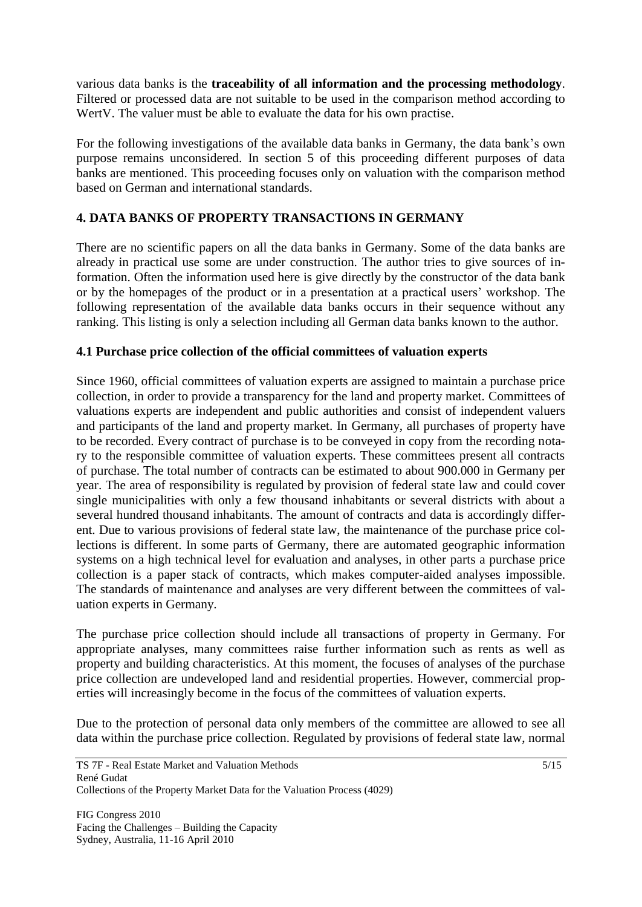various data banks is the **traceability of all information and the processing methodology**. Filtered or processed data are not suitable to be used in the comparison method according to WertV. The valuer must be able to evaluate the data for his own practise.

For the following investigations of the available data banks in Germany, the data bank's own purpose remains unconsidered. In section 5 of this proceeding different purposes of data banks are mentioned. This proceeding focuses only on valuation with the comparison method based on German and international standards.

## 4. DATA BANKS OF PROPERTY TRANSACTIONS IN GERMANY

There are no scientific papers on all the data banks in Germany. Some of the data banks are already in practical use some are under construction. The author tries to give sources of information. Often the information used here is give directly by the constructor of the data bank or by the homepages of the product or in a presentation at a practical users' workshop. The following representation of the available data banks occurs in their sequence without any ranking. This listing is only a selection including all German data banks known to the author.

### 4.1 Purchase price collection of the official committees of valuation experts

Since 1960, official committees of valuation experts are assigned to maintain a purchase price collection, in order to provide a transparency for the land and property market. Committees of valuations experts are independent and public authorities and consist of independent valuers and participants of the land and property market. In Germany, all purchases of property have to be recorded. Every contract of purchase is to be conveyed in copy from the recording notary to the responsible committee of valuation experts. These committees present all contracts of purchase. The total number of contracts can be estimated to about 900.000 in Germany per year. The area of responsibility is regulated by provision of federal state law and could cover single municipalities with only a few thousand inhabitants or several districts with about a several hundred thousand inhabitants. The amount of contracts and data is accordingly different. Due to various provisions of federal state law, the maintenance of the purchase price collections is different. In some parts of Germany, there are automated geographic information systems on a high technical level for evaluation and analyses, in other parts a purchase price collection is a paper stack of contracts, which makes computer-aided analyses impossible. The standards of maintenance and analyses are very different between the committees of valuation experts in Germany.

The purchase price collection should include all transactions of property in Germany. For appropriate analyses, many committees raise further information such as rents as well as property and building characteristics. At this moment, the focuses of analyses of the purchase price collection are undeveloped land and residential properties. However, commercial properties will increasingly become in the focus of the committees of valuation experts.

Due to the protection of personal data only members of the committee are allowed to see all data within the purchase price collection. Regulated by provisions of federal state law, normal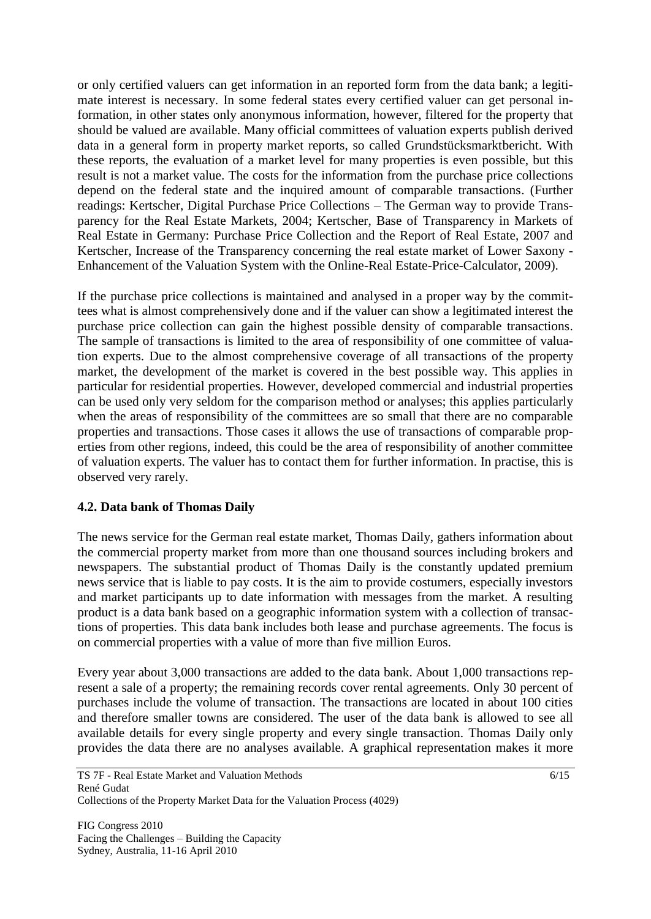or only certified valuers can get information in an reported form from the data bank; a legitimate interest is necessary. In some federal states every certified valuer can get personal information, in other states only anonymous information, however, filtered for the property that should be valued are available. Many official committees of valuation experts publish derived data in a general form in property market reports, so called Grundstücksmarktbericht. With these reports, the evaluation of a market level for many properties is even possible, but this result is not a market value. The costs for the information from the purchase price collections depend on the federal state and the inquired amount of comparable transactions. (Further readings: Kertscher, Digital Purchase Price Collections – The German way to provide Transparency for the Real Estate Markets, 2004; Kertscher, Base of Transparency in Markets of Real Estate in Germany: Purchase Price Collection and the Report of Real Estate, 2007 and Kertscher, Increase of the Transparency concerning the real estate market of Lower Saxony - Enhancement of the Valuation System with the Online-Real Estate-Price-Calculator, 2009).

If the purchase price collections is maintained and analysed in a proper way by the committees what is almost comprehensively done and if the valuer can show a legitimated interest the purchase price collection can gain the highest possible density of comparable transactions. The sample of transactions is limited to the area of responsibility of one committee of valuation experts. Due to the almost comprehensive coverage of all transactions of the property market, the development of the market is covered in the best possible way. This applies in particular for residential properties. However, developed commercial and industrial properties can be used only very seldom for the comparison method or analyses; this applies particularly when the areas of responsibility of the committees are so small that there are no comparable properties and transactions. Those cases it allows the use of transactions of comparable properties from other regions, indeed, this could be the area of responsibility of another committee of valuation experts. The valuer has to contact them for further information. In practise, this is observed very rarely.

### 4.2. Data bank of Thomas Daily

The news service for the German real estate market, Thomas Daily, gathers information about the commercial property market from more than one thousand sources including brokers and newspapers. The substantial product of Thomas Daily is the constantly updated premium news service that is liable to pay costs. It is the aim to provide costumers, especially investors and market participants up to date information with messages from the market. A resulting product is a data bank based on a geographic information system with a collection of transactions of properties. This data bank includes both lease and purchase agreements. The focus is on commercial properties with a value of more than five million Euros.

Every year about 3,000 transactions are added to the data bank. About 1,000 transactions represent a sale of a property; the remaining records cover rental agreements. Only 30 percent of purchases include the volume of transaction. The transactions are located in about 100 cities and therefore smaller towns are considered. The user of the data bank is allowed to see all available details for every single property and every single transaction. Thomas Daily only provides the data there are no analyses available. A graphical representation makes it more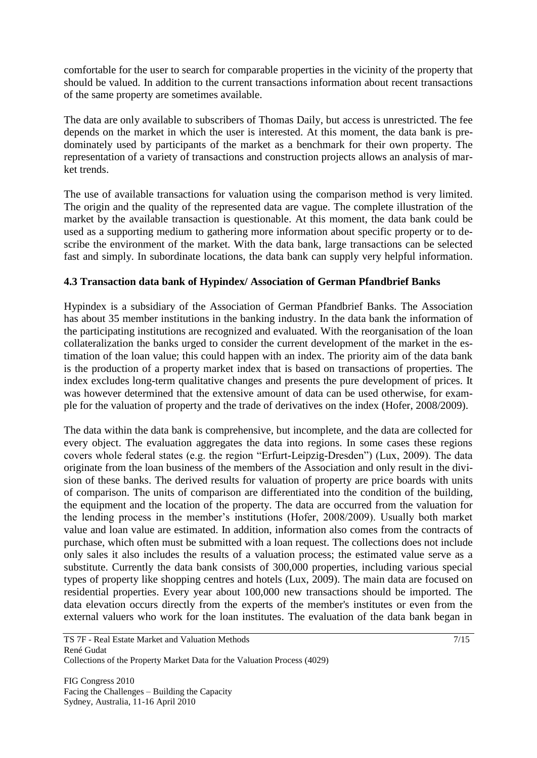comfortable for the user to search for comparable properties in the vicinity of the property that should be valued. In addition to the current transactions information about recent transactions of the same property are sometimes available.

The data are only available to subscribers of Thomas Daily, but access is unrestricted. The fee depends on the market in which the user is interested. At this moment, the data bank is predominately used by participants of the market as a benchmark for their own property. The representation of a variety of transactions and construction projects allows an analysis of market trends.

The use of available transactions for valuation using the comparison method is very limited. The origin and the quality of the represented data are vague. The complete illustration of the market by the available transaction is questionable. At this moment, the data bank could be used as a supporting medium to gathering more information about specific property or to describe the environment of the market. With the data bank, large transactions can be selected fast and simply. In subordinate locations, the data bank can supply very helpful information.

### 4.3 Transaction data bank of Hypindex/ Association of German Pfandbrief Banks

Hypindex is a subsidiary of the Association of German Pfandbrief Banks. The Association has about 35 member institutions in the banking industry. In the data bank the information of the participating institutions are recognized and evaluated. With the reorganisation of the loan collateralization the banks urged to consider the current development of the market in the estimation of the loan value; this could happen with an index. The priority aim of the data bank is the production of a property market index that is based on transactions of properties. The index excludes long-term qualitative changes and presents the pure development of prices. It was however determined that the extensive amount of data can be used otherwise, for example for the valuation of property and the trade of derivatives on the index (Hofer, 2008/2009).

The data within the data bank is comprehensive, but incomplete, and the data are collected for every object. The evaluation aggregates the data into regions. In some cases these regions covers whole federal states (e.g. the region "Erfurt-Leipzig-Dresden") (Lux, 2009). The data originate from the loan business of the members of the Association and only result in the division of these banks. The derived results for valuation of property are price boards with units of comparison. The units of comparison are differentiated into the condition of the building, the equipment and the location of the property. The data are occurred from the valuation for the lending process in the member's institutions (Hofer, 2008/2009). Usually both market value and loan value are estimated. In addition, information also comes from the contracts of purchase, which often must be submitted with a loan request. The collections does not include only sales it also includes the results of a valuation process; the estimated value serve as a substitute. Currently the data bank consists of 300,000 properties, including various special types of property like shopping centres and hotels (Lux, 2009). The main data are focused on residential properties. Every year about 100,000 new transactions should be imported. The data elevation occurs directly from the experts of the member's institutes or even from the external valuers who work for the loan institutes. The evaluation of the data bank began in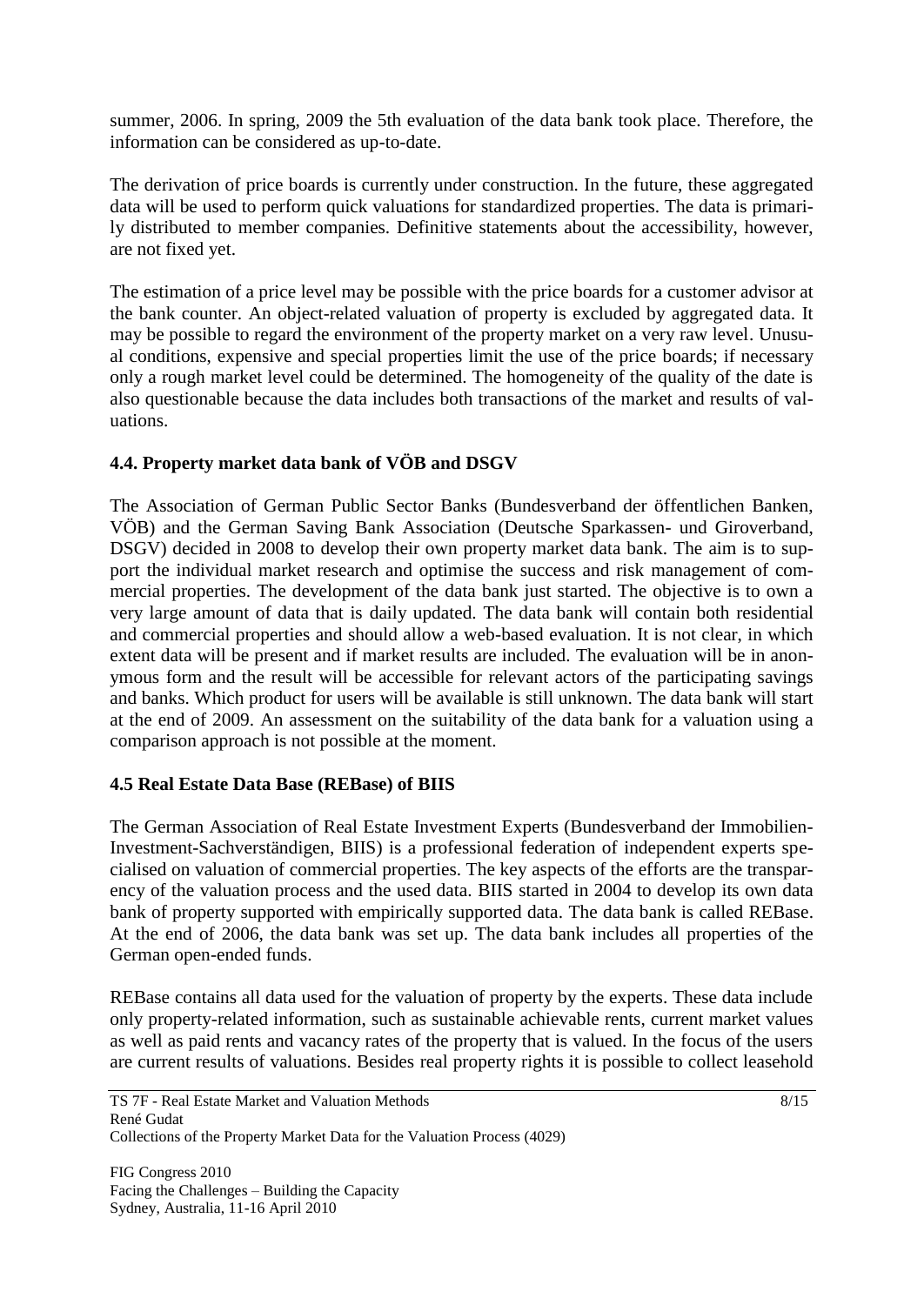summer, 2006. In spring, 2009 the 5th evaluation of the data bank took place. Therefore, the information can be considered as up-to-date.

The derivation of price boards is currently under construction. In the future, these aggregated data will be used to perform quick valuations for standardized properties. The data is primarily distributed to member companies. Definitive statements about the accessibility, however, are not fixed yet.

The estimation of a price level may be possible with the price boards for a customer advisor at the bank counter. An object-related valuation of property is excluded by aggregated data. It may be possible to regard the environment of the property market on a very raw level. Unusual conditions, expensive and special properties limit the use of the price boards; if necessary only a rough market level could be determined. The homogeneity of the quality of the date is also questionable because the data includes both transactions of the market and results of valuations.

### 4.4. Property market data bank of VÖB and DSGV

The Association of German Public Sector Banks (Bundesverband der öffentlichen Banken, VÖB) and the German Saving Bank Association (Deutsche Sparkassen- und Giroverband, DSGV) decided in 2008 to develop their own property market data bank. The aim is to support the individual market research and optimise the success and risk management of commercial properties. The development of the data bank just started. The objective is to own a very large amount of data that is daily updated. The data bank will contain both residential and commercial properties and should allow a web-based evaluation. It is not clear, in which extent data will be present and if market results are included. The evaluation will be in anonymous form and the result will be accessible for relevant actors of the participating savings and banks. Which product for users will be available is still unknown. The data bank will start at the end of 2009. An assessment on the suitability of the data bank for a valuation using a comparison approach is not possible at the moment.

### 4.5 Real Estate Data Base (REBase) of BIIS

The German Association of Real Estate Investment Experts (Bundesverband der Immobilien-Investment-Sachverständigen, BIIS) is a professional federation of independent experts specialised on valuation of commercial properties. The key aspects of the efforts are the transparency of the valuation process and the used data. BIIS started in 2004 to develop its own data bank of property supported with empirically supported data. The data bank is called REBase. At the end of 2006, the data bank was set up. The data bank includes all properties of the German open-ended funds.

REBase contains all data used for the valuation of property by the experts. These data include only property-related information, such as sustainable achievable rents, current market values as well as paid rents and vacancy rates of the property that is valued. In the focus of the users are current results of valuations. Besides real property rights it is possible to collect leasehold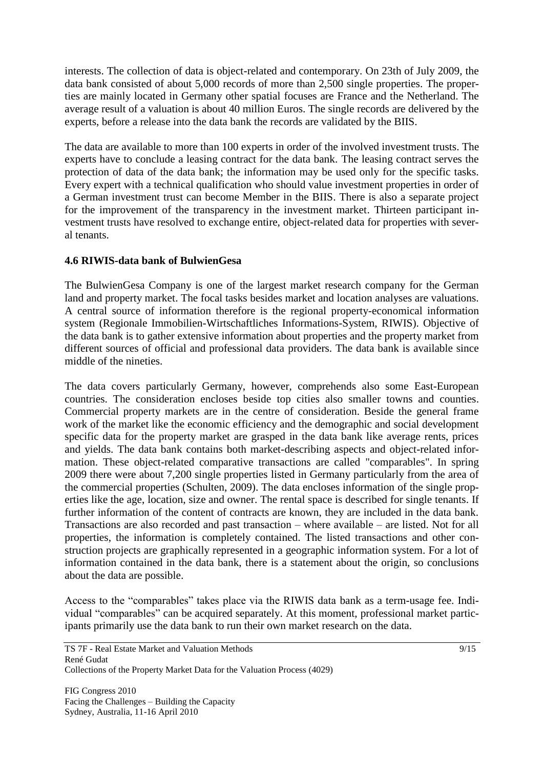interests. The collection of data is object-related and contemporary. On 23th of July 2009, the data bank consisted of about 5,000 records of more than 2,500 single properties. The properties are mainly located in Germany other spatial focuses are France and the Netherland. The average result of a valuation is about 40 million Euros. The single records are delivered by the experts, before a release into the data bank the records are validated by the BIIS.

The data are available to more than 100 experts in order of the involved investment trusts. The experts have to conclude a leasing contract for the data bank. The leasing contract serves the protection of data of the data bank; the information may be used only for the specific tasks. Every expert with a technical qualification who should value investment properties in order of a German investment trust can become Member in the BIIS. There is also a separate project for the improvement of the transparency in the investment market. Thirteen participant investment trusts have resolved to exchange entire, object-related data for properties with several tenants.

### 4.6 RIWIS-data bank of BulwienGesa

The BulwienGesa Company is one of the largest market research company for the German land and property market. The focal tasks besides market and location analyses are valuations. A central source of information therefore is the regional property-economical information system (Regionale Immobilien-Wirtschaftliches Informations-System, RIWIS). Objective of the data bank is to gather extensive information about properties and the property market from different sources of official and professional data providers. The data bank is available since middle of the nineties.

The data covers particularly Germany, however, comprehends also some East-European countries. The consideration encloses beside top cities also smaller towns and counties. Commercial property markets are in the centre of consideration. Beside the general frame work of the market like the economic efficiency and the demographic and social development specific data for the property market are grasped in the data bank like average rents, prices and yields. The data bank contains both market-describing aspects and object-related information. These object-related comparative transactions are called "comparables". In spring 2009 there were about 7,200 single properties listed in Germany particularly from the area of the commercial properties (Schulten, 2009). The data encloses information of the single properties like the age, location, size and owner. The rental space is described for single tenants. If further information of the content of contracts are known, they are included in the data bank. Transactions are also recorded and past transaction – where available – are listed. Not for all properties, the information is completely contained. The listed transactions and other construction projects are graphically represented in a geographic information system. For a lot of information contained in the data bank, there is a statement about the origin, so conclusions about the data are possible.

Access to the "comparables" takes place via the RIWIS data bank as a term-usage fee. Individual "comparables" can be acquired separately. At this moment, professional market participants primarily use the data bank to run their own market research on the data.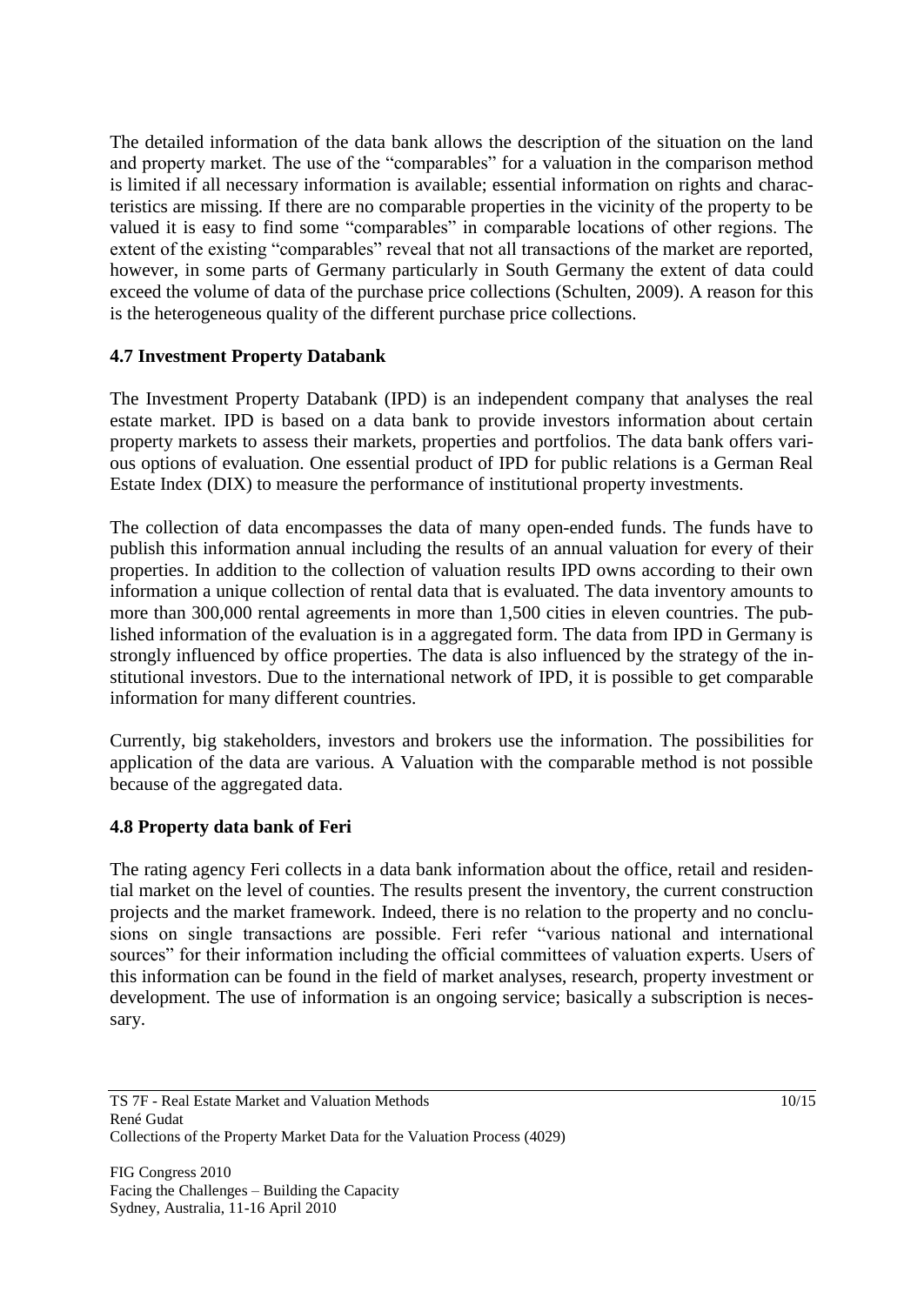The detailed information of the data bank allows the description of the situation on the land and property market. The use of the "comparables" for a valuation in the comparison method is limited if all necessary information is available; essential information on rights and characteristics are missing. If there are no comparable properties in the vicinity of the property to be valued it is easy to find some "comparables" in comparable locations of other regions. The extent of the existing "comparables" reveal that not all transactions of the market are reported, however, in some parts of Germany particularly in South Germany the extent of data could exceed the volume of data of the purchase price collections (Schulten, 2009). A reason for this is the heterogeneous quality of the different purchase price collections.

### 4.7 Investment Property Databank

The Investment Property Databank (IPD) is an independent company that analyses the real estate market. IPD is based on a data bank to provide investors information about certain property markets to assess their markets, properties and portfolios. The data bank offers various options of evaluation. One essential product of IPD for public relations is a German Real Estate Index (DIX) to measure the performance of institutional property investments.

The collection of data encompasses the data of many open-ended funds. The funds have to publish this information annual including the results of an annual valuation for every of their properties. In addition to the collection of valuation results IPD owns according to their own information a unique collection of rental data that is evaluated. The data inventory amounts to more than 300,000 rental agreements in more than 1,500 cities in eleven countries. The published information of the evaluation is in a aggregated form. The data from IPD in Germany is strongly influenced by office properties. The data is also influenced by the strategy of the institutional investors. Due to the international network of IPD, it is possible to get comparable information for many different countries.

Currently, big stakeholders, investors and brokers use the information. The possibilities for application of the data are various. A Valuation with the comparable method is not possible because of the aggregated data.

### 4.8 Property data bank of Feri

The rating agency Feri collects in a data bank information about the office, retail and residential market on the level of counties. The results present the inventory, the current construction projects and the market framework. Indeed, there is no relation to the property and no conclusions on single transactions are possible. Feri refer "various national and international sources" for their information including the official committees of valuation experts. Users of this information can be found in the field of market analyses, research, property investment or development. The use of information is an ongoing service; basically a subscription is necessary.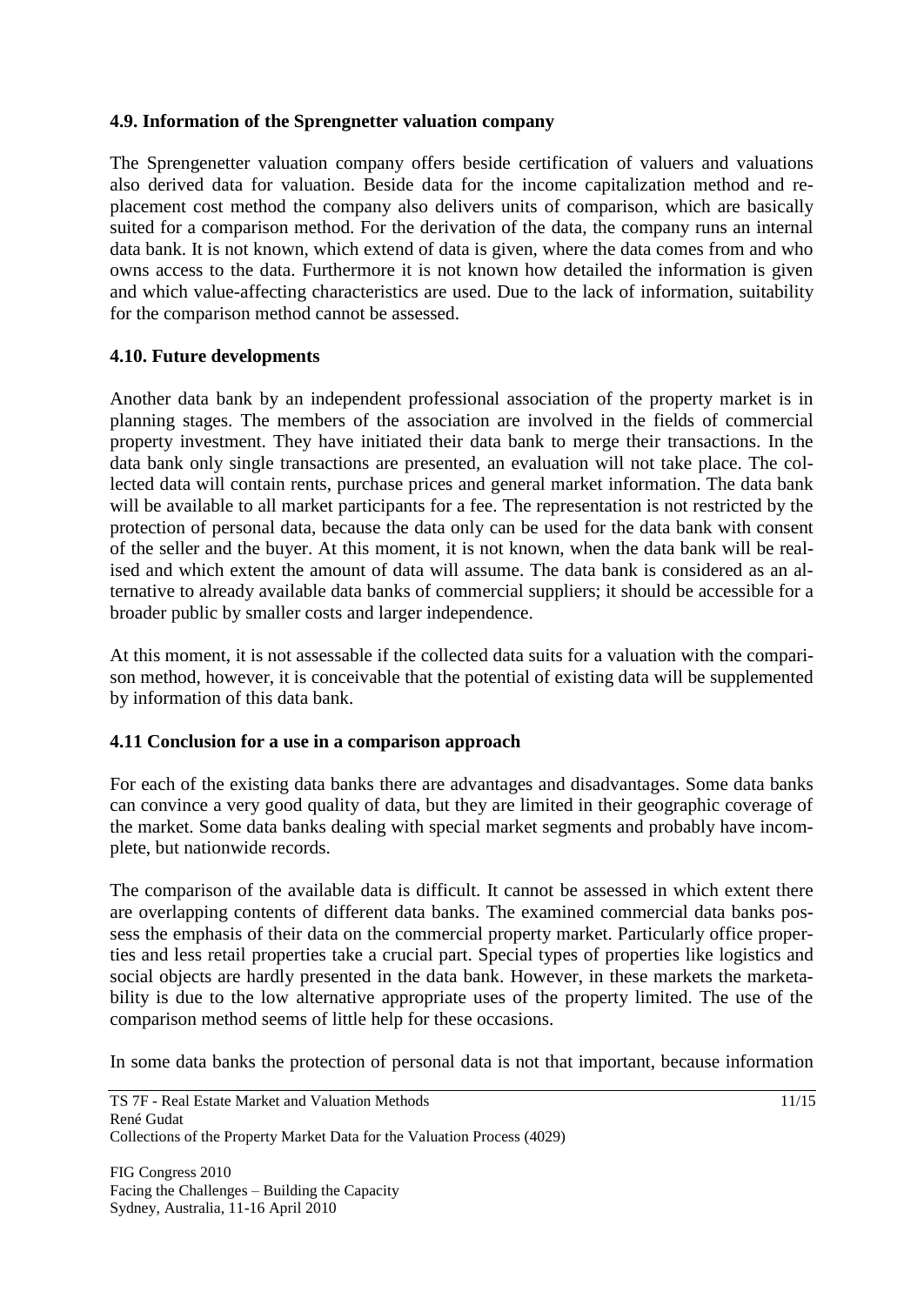### 4.9. Information of the Sprengnetter valuation company

The Sprengenetter valuation company offers beside certification of valuers and valuations also derived data for valuation. Beside data for the income capitalization method and replacement cost method the company also delivers units of comparison, which are basically suited for a comparison method. For the derivation of the data, the company runs an internal data bank. It is not known, which extend of data is given, where the data comes from and who owns access to the data. Furthermore it is not known how detailed the information is given and which value-affecting characteristics are used. Due to the lack of information, suitability for the comparison method cannot be assessed.

### 4.10. Future developments

Another data bank by an independent professional association of the property market is in planning stages. The members of the association are involved in the fields of commercial property investment. They have initiated their data bank to merge their transactions. In the data bank only single transactions are presented, an evaluation will not take place. The collected data will contain rents, purchase prices and general market information. The data bank will be available to all market participants for a fee. The representation is not restricted by the protection of personal data, because the data only can be used for the data bank with consent of the seller and the buyer. At this moment, it is not known, when the data bank will be realised and which extent the amount of data will assume. The data bank is considered as an alternative to already available data banks of commercial suppliers; it should be accessible for a broader public by smaller costs and larger independence.

At this moment, it is not assessable if the collected data suits for a valuation with the comparison method, however, it is conceivable that the potential of existing data will be supplemented by information of this data bank.

### 4.11 Conclusion for a use in a comparison approach

For each of the existing data banks there are advantages and disadvantages. Some data banks can convince a very good quality of data, but they are limited in their geographic coverage of the market. Some data banks dealing with special market segments and probably have incomplete, but nationwide records.

The comparison of the available data is difficult. It cannot be assessed in which extent there are overlapping contents of different data banks. The examined commercial data banks possess the emphasis of their data on the commercial property market. Particularly office properties and less retail properties take a crucial part. Special types of properties like logistics and social objects are hardly presented in the data bank. However, in these markets the marketability is due to the low alternative appropriate uses of the property limited. The use of the comparison method seems of little help for these occasions.

In some data banks the protection of personal data is not that important, because information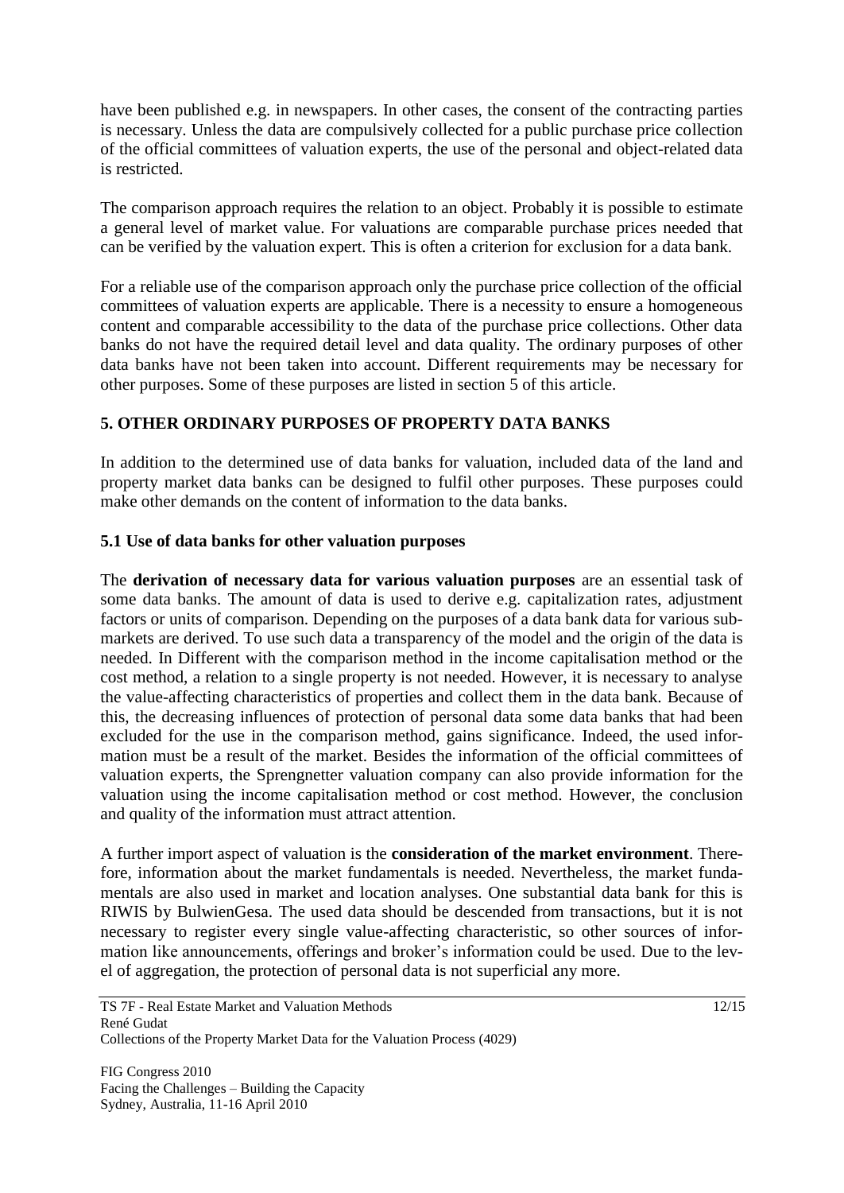have been published e.g. in newspapers. In other cases, the consent of the contracting parties is necessary. Unless the data are compulsively collected for a public purchase price collection of the official committees of valuation experts, the use of the personal and object-related data is restricted.

The comparison approach requires the relation to an object. Probably it is possible to estimate a general level of market value. For valuations are comparable purchase prices needed that can be verified by the valuation expert. This is often a criterion for exclusion for a data bank.

For a reliable use of the comparison approach only the purchase price collection of the official committees of valuation experts are applicable. There is a necessity to ensure a homogeneous content and comparable accessibility to the data of the purchase price collections. Other data banks do not have the required detail level and data quality. The ordinary purposes of other data banks have not been taken into account. Different requirements may be necessary for other purposes. Some of these purposes are listed in section 5 of this article.

## 5. OTHER ORDINARY PURPOSES OF PROPERTY DATA BANKS

In addition to the determined use of data banks for valuation, included data of the land and property market data banks can be designed to fulfil other purposes. These purposes could make other demands on the content of information to the data banks.

### 5.1 Use of data banks for other valuation purposes

The **derivation of necessary data for various valuation purposes** are an essential task of some data banks. The amount of data is used to derive e.g. capitalization rates, adjustment factors or units of comparison. Depending on the purposes of a data bank data for various sub-markets are derived. To use such data a transparency of the model and the origin of the data is needed. In Different with the comparison method in the income capitalisation method or the cost method, a relation to a single property is not needed. However, it is necessary to analyse the value-affecting characteristics of properties and collect them in the data bank. Because of this, the decreasing influences of protection of personal data some data banks that had been excluded for the use in the comparison method, gains significance. Indeed, the used information must be a result of the market. Besides the information of the official committees of valuation experts, the Sprengnetter valuation company can also provide information for the valuation using the income capitalisation method or cost method. However, the conclusion and quality of the information must attract attention.

A further import aspect of valuation is the **consideration of the market environment**. Therefore, information about the market fundamentals is needed. Nevertheless, the market fundamentals are also used in market and location analyses. One substantial data bank for this is RIWIS by BulwienGesa. The used data should be descended from transactions, but it is not necessary to register every single value-affecting characteristic, so other sources of information like announcements, offerings and broker's information could be used. Due to the level of aggregation, the protection of personal data is not superficial any more.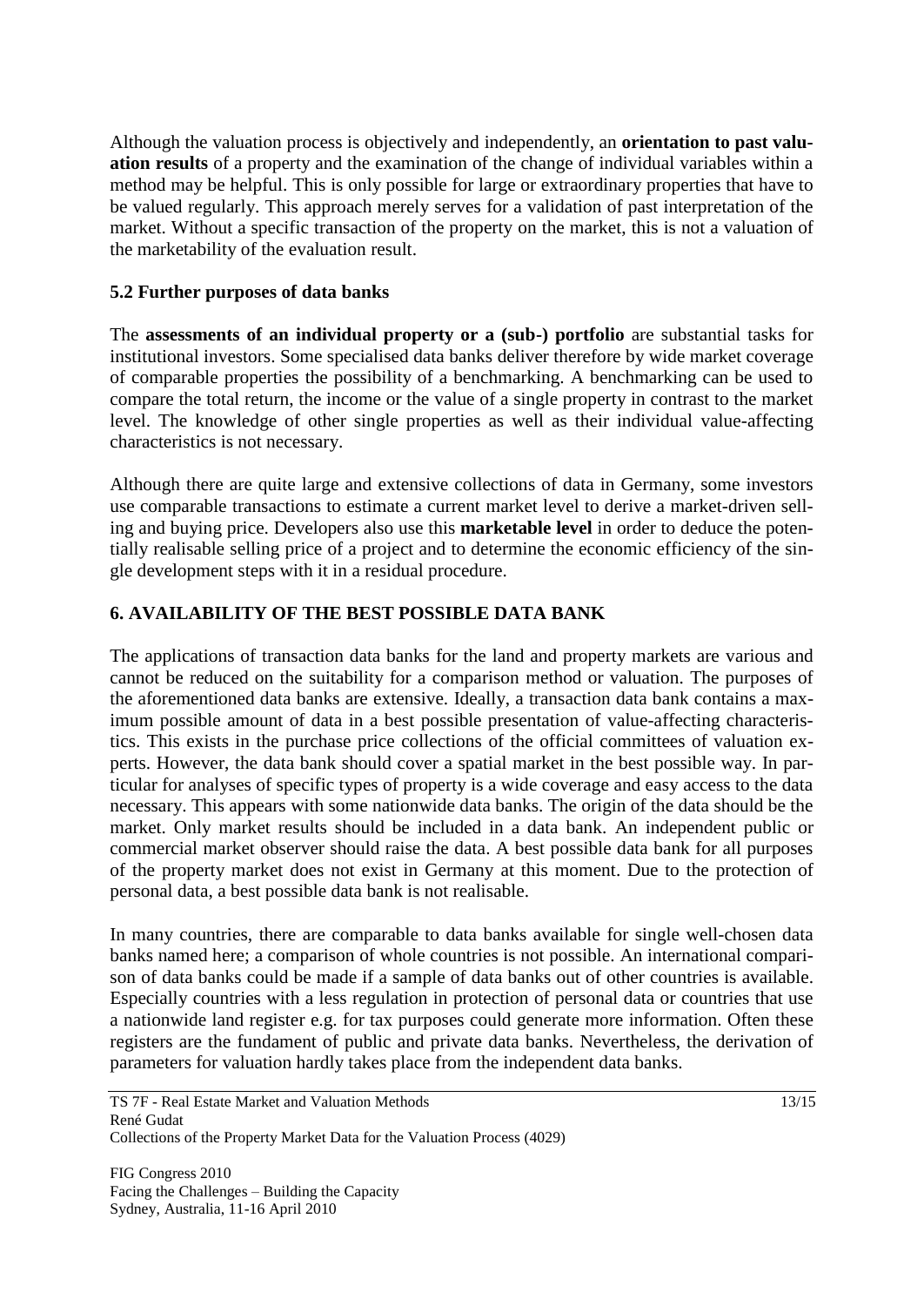Although the valuation process is objectively and independently, an **orientation to past valuation results** of a property and the examination of the change of individual variables within a method may be helpful. This is only possible for large or extraordinary properties that have to be valued regularly. This approach merely serves for a validation of past interpretation of the market. Without a specific transaction of the property on the market, this is not a valuation of the marketability of the evaluation result.

### 5.2 Further purposes of data banks

The **assessments of an individual property or a (sub-) portfolio** are substantial tasks for institutional investors. Some specialised data banks deliver therefore by wide market coverage of comparable properties the possibility of a benchmarking. A benchmarking can be used to compare the total return, the income or the value of a single property in contrast to the market level. The knowledge of other single properties as well as their individual value-affecting characteristics is not necessary.

Although there are quite large and extensive collections of data in Germany, some investors use comparable transactions to estimate a current market level to derive a market-driven selling and buying price. Developers also use this **marketable level** in order to deduce the potentially realisable selling price of a project and to determine the economic efficiency of the single development steps with it in a residual procedure.

## 6. AVAILABILITY OF THE BEST POSSIBLE DATA BANK

The applications of transaction data banks for the land and property markets are various and cannot be reduced on the suitability for a comparison method or valuation. The purposes of the aforementioned data banks are extensive. Ideally, a transaction data bank contains a maximum possible amount of data in a best possible presentation of value-affecting characteristics. This exists in the purchase price collections of the official committees of valuation experts. However, the data bank should cover a spatial market in the best possible way. In particular for analyses of specific types of property is a wide coverage and easy access to the data necessary. This appears with some nationwide data banks. The origin of the data should be the market. Only market results should be included in a data bank. An independent public or commercial market observer should raise the data. A best possible data bank for all purposes of the property market does not exist in Germany at this moment. Due to the protection of personal data, a best possible data bank is not realisable.

In many countries, there are comparable to data banks available for single well-chosen data banks named here; a comparison of whole countries is not possible. An international comparison of data banks could be made if a sample of data banks out of other countries is available. Especially countries with a less regulation in protection of personal data or countries that use a nationwide land register e.g. for tax purposes could generate more information. Often these registers are the fundament of public and private data banks. Nevertheless, the derivation of parameters for valuation hardly takes place from the independent data banks.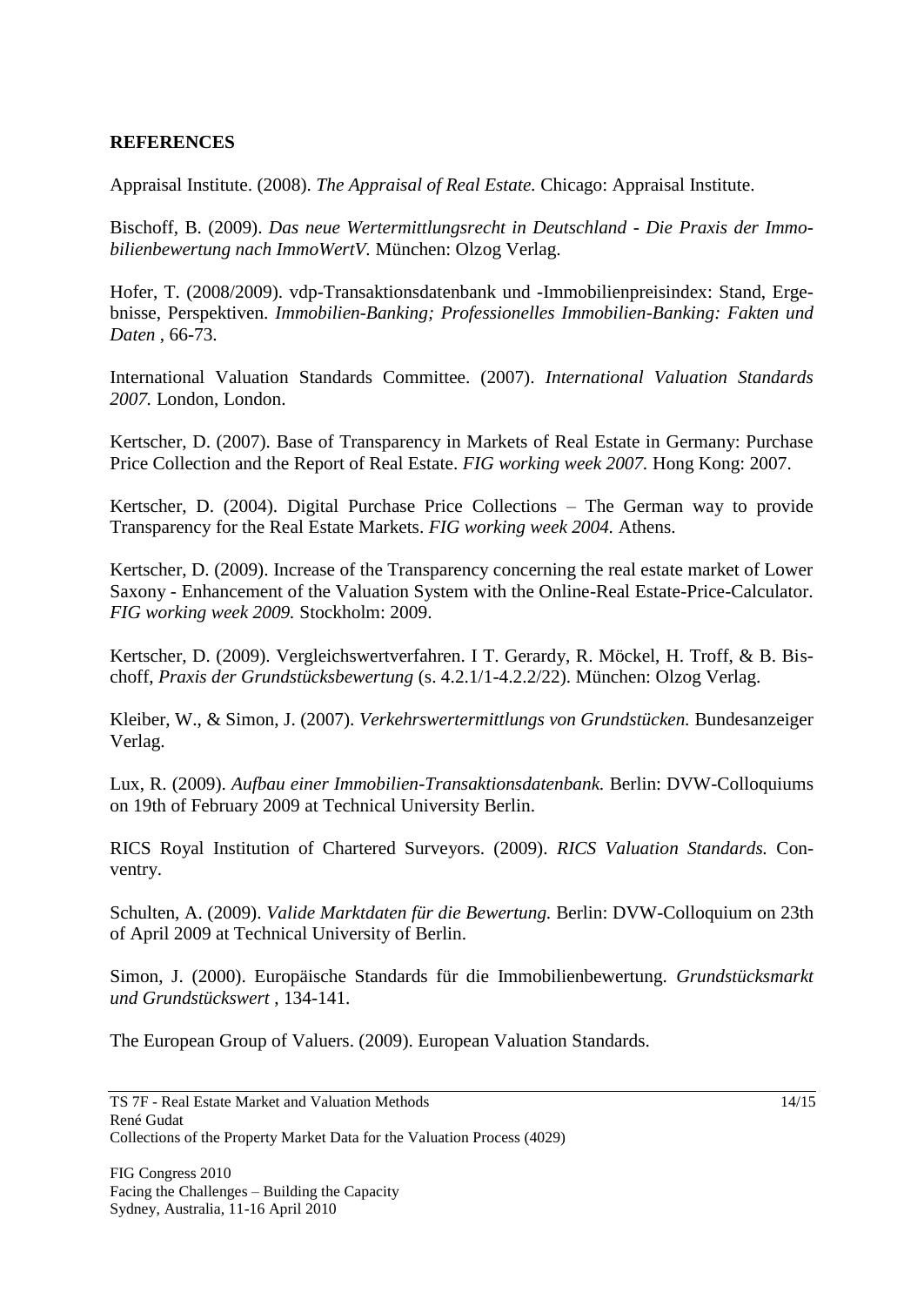## REFERENCES

Appraisal Institute. (2008). *The Appraisal of Real Estate.* Chicago: Appraisal Institute.

Bischoff, B. (2009). *Das neue Wertermittlungsrecht in Deutschland - Die Praxis der Immobilienbewertung nach ImmoWertV.* München: Olzog Verlag.

Hofer, T. (2008/2009). vdp-Transaktionsdatenbank und -Immobilienpreisindex: Stand, Ergebnisse, Perspektiven. *Immobilien-Banking; Professionelles Immobilien-Banking: Fakten und Daten* , 66-73.

International Valuation Standards Committee. (2007). *International Valuation Standards 2007.* London, London.

Kertscher, D. (2007). Base of Transparency in Markets of Real Estate in Germany: Purchase Price Collection and the Report of Real Estate. *FIG working week 2007.* Hong Kong: 2007.

Kertscher, D. (2004). Digital Purchase Price Collections – The German way to provide Transparency for the Real Estate Markets. *FIG working week 2004.* Athens.

Kertscher, D. (2009). Increase of the Transparency concerning the real estate market of Lower Saxony - Enhancement of the Valuation System with the Online-Real Estate-Price-Calculator. *FIG working week 2009.* Stockholm: 2009.

Kertscher, D. (2009). Vergleichswertverfahren. I T. Gerardy, R. Möckel, H. Troff, & B. Bischoff, *Praxis der Grundstücksbewertung* (s. 4.2.1/1-4.2.2/22). München: Olzog Verlag.

Kleiber, W., & Simon, J. (2007). *Verkehrswertermittlungs von Grundstücken.* Bundesanzeiger Verlag.

Lux, R. (2009). *Aufbau einer Immobilien-Transaktionsdatenbank.* Berlin: DVW-Colloquiums on 19th of February 2009 at Technical University Berlin.

RICS Royal Institution of Chartered Surveyors. (2009). *RICS Valuation Standards.* Conventry.

Schulten, A. (2009). *Valide Marktdaten für die Bewertung.* Berlin: DVW-Colloquium on 23th of April 2009 at Technical University of Berlin.

Simon, J. (2000). Europäische Standards für die Immobilienbewertung. *Grundstücksmarkt und Grundstückswert* , 134-141.

The European Group of Valuers. (2009). European Valuation Standards.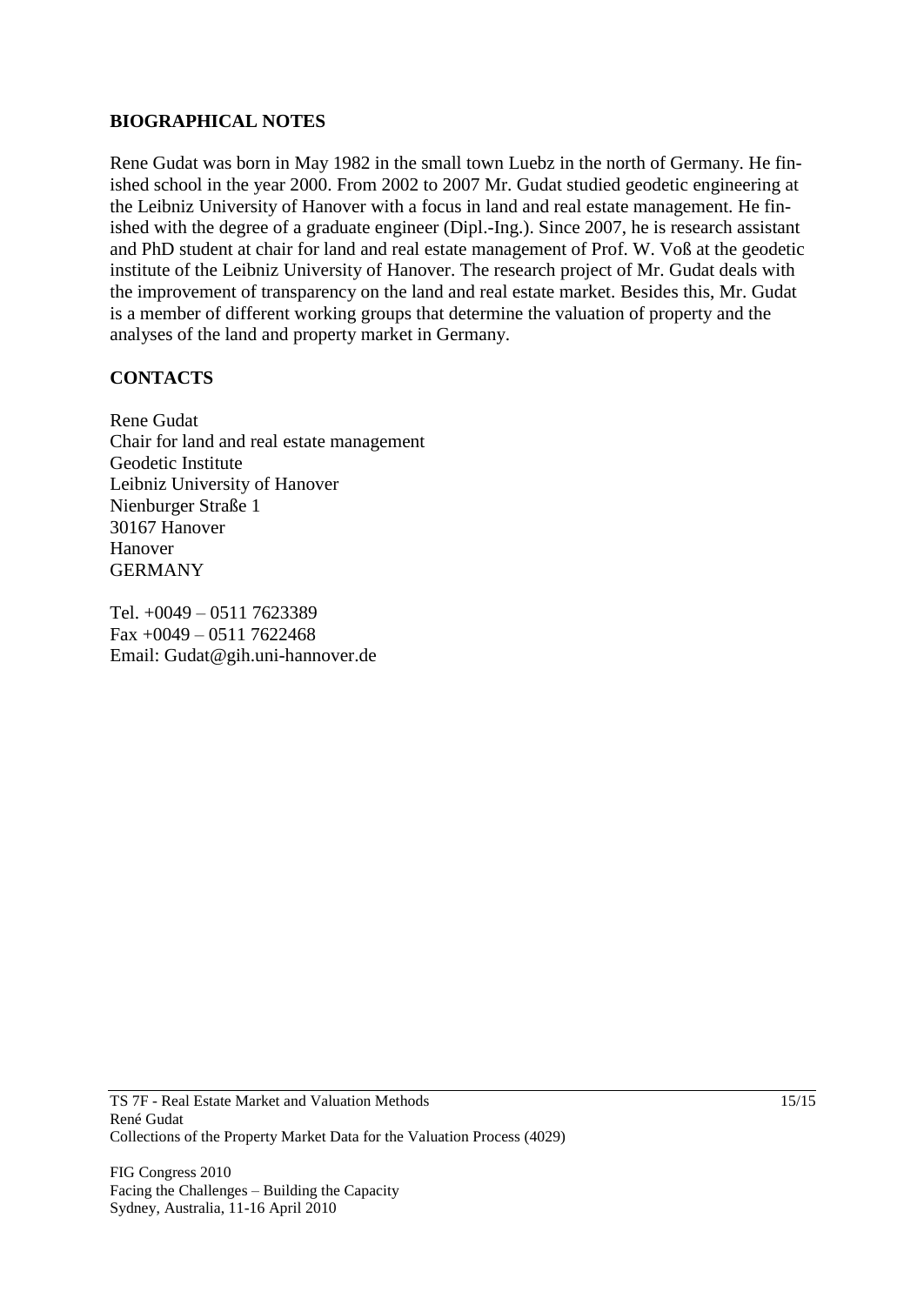## BIOGRAPHICAL NOTES

Rene Gudat was born in May 1982 in the small town Luebz in the north of Germany. He finished school in the year 2000. From 2002 to 2007 Mr. Gudat studied geodetic engineering at the Leibniz University of Hanover with a focus in land and real estate management. He finished with the degree of a graduate engineer (Dipl.-Ing.). Since 2007, he is research assistant and PhD student at chair for land and real estate management of Prof. W. Voß at the geodetic institute of the Leibniz University of Hanover. The research project of Mr. Gudat deals with the improvement of transparency on the land and real estate market. Besides this, Mr. Gudat is a member of different working groups that determine the valuation of property and the analyses of the land and property market in Germany.

## CONTACTS

Rene Gudat
Chair for land and real estate management
Geodetic Institute
Leibniz University of Hanover
Nienburger Straße 1
30167 Hanover
Hanover
GERMANY

Tel. +0049 – 0511 7623389
Fax +0049 – 0511 7622468
Email: Gudat@gih.uni-hannover.de